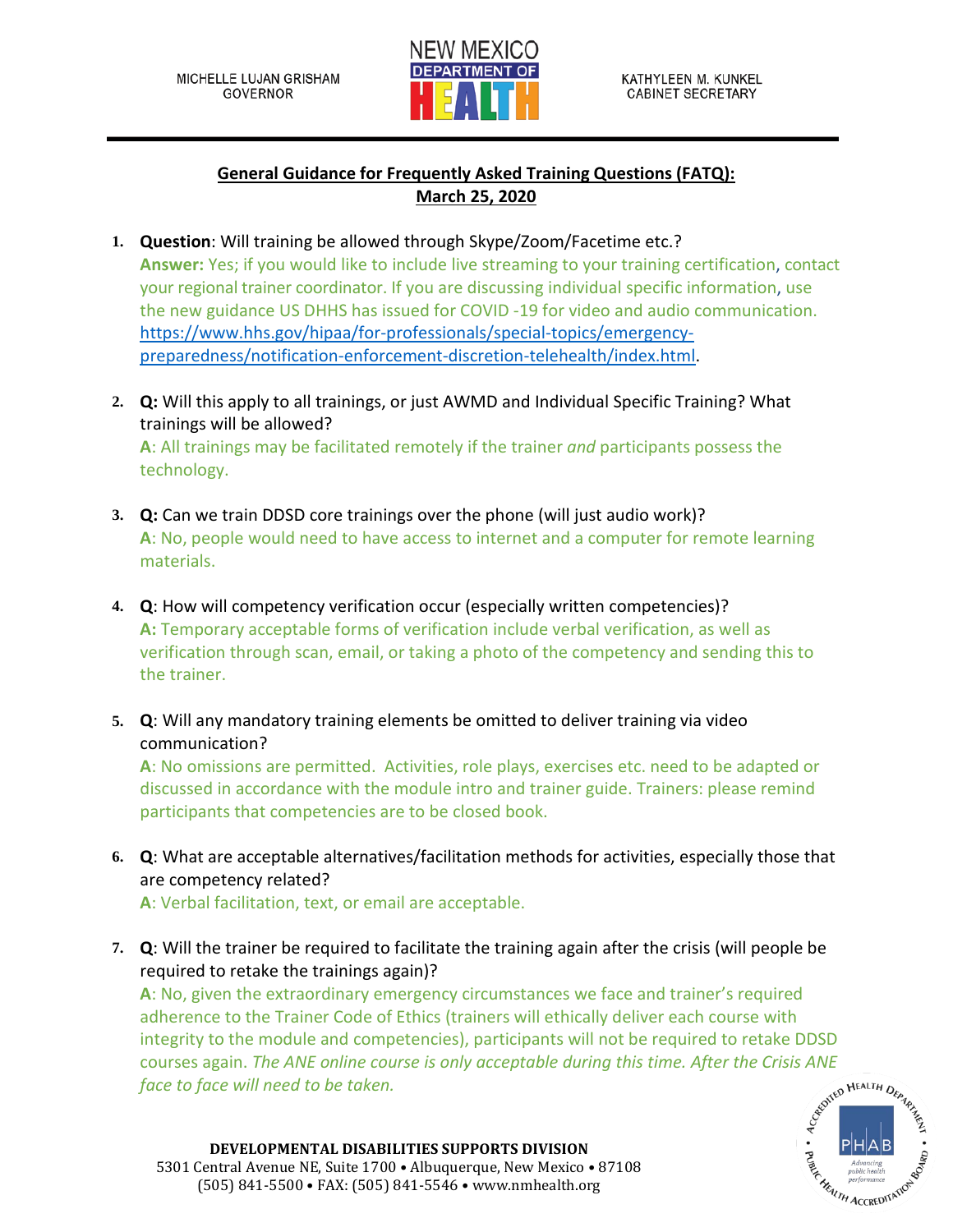MICHELLE LUJAN GRISHAM
GOVERNOR

NEW MEXICO DEPARTMENT OF HEALTH

KATHYLEEN M. KUNKEL
CABINET SECRETARY

## General Guidance for Frequently Asked Training Questions (FATQ): March 25, 2020

1. **Question**: Will training be allowed through Skype/Zoom/Facetime etc.?
   **Answer:** Yes; if you would like to include live streaming to your training certification, contact your regional trainer coordinator. If you are discussing individual specific information, use the new guidance US DHHS has issued for COVID -19 for video and audio communication. https://www.hhs.gov/hipaa/for-professionals/special-topics/emergency-preparedness/notification-enforcement-discretion-telehealth/index.html.

2. **Q:** Will this apply to all trainings, or just AWMD and Individual Specific Training? What trainings will be allowed?
   **A**: All trainings may be facilitated remotely if the trainer *and* participants possess the technology.

3. **Q:** Can we train DDSD core trainings over the phone (will just audio work)?
   **A**: No, people would need to have access to internet and a computer for remote learning materials.

4. **Q**: How will competency verification occur (especially written competencies)?
   **A:** Temporary acceptable forms of verification include verbal verification, as well as verification through scan, email, or taking a photo of the competency and sending this to the trainer.

5. **Q**: Will any mandatory training elements be omitted to deliver training via video communication?
   **A**: No omissions are permitted. Activities, role plays, exercises etc. need to be adapted or discussed in accordance with the module intro and trainer guide. Trainers: please remind participants that competencies are to be closed book.

6. **Q**: What are acceptable alternatives/facilitation methods for activities, especially those that are competency related?
   **A**: Verbal facilitation, text, or email are acceptable.

7. **Q**: Will the trainer be required to facilitate the training again after the crisis (will people be required to retake the trainings again)?
   **A**: No, given the extraordinary emergency circumstances we face and trainer's required adherence to the Trainer Code of Ethics (trainers will ethically deliver each course with integrity to the module and competencies), participants will not be required to retake DDSD courses again. *The ANE online course is only acceptable during this time. After the Crisis ANE face to face will need to be taken.*

**DEVELOPMENTAL DISABILITIES SUPPORTS DIVISION**
5301 Central Avenue NE, Suite 1700 • Albuquerque, New Mexico • 87108
(505) 841-5500 • FAX: (505) 841-5546 • www.nmhealth.org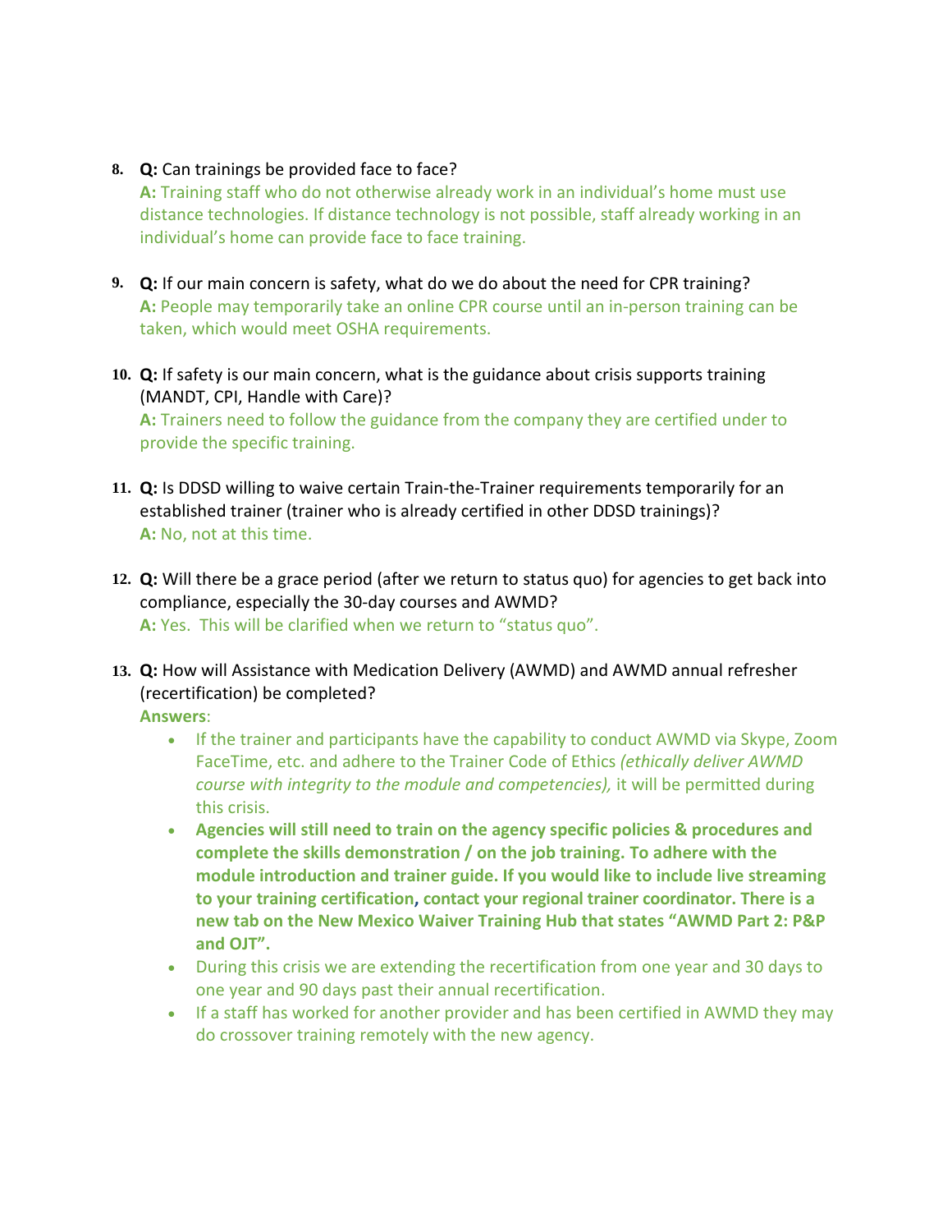8. **Q:** Can trainings be provided face to face?
   **A:** Training staff who do not otherwise already work in an individual's home must use distance technologies. If distance technology is not possible, staff already working in an individual's home can provide face to face training.

9. **Q:** If our main concern is safety, what do we do about the need for CPR training?
   **A:** People may temporarily take an online CPR course until an in-person training can be taken, which would meet OSHA requirements.

10. **Q:** If safety is our main concern, what is the guidance about crisis supports training (MANDT, CPI, Handle with Care)?
    **A:** Trainers need to follow the guidance from the company they are certified under to provide the specific training.

11. **Q:** Is DDSD willing to waive certain Train-the-Trainer requirements temporarily for an established trainer (trainer who is already certified in other DDSD trainings)?
    **A:** No, not at this time.

12. **Q:** Will there be a grace period (after we return to status quo) for agencies to get back into compliance, especially the 30-day courses and AWMD?
    **A:** Yes. This will be clarified when we return to "status quo".

13. **Q:** How will Assistance with Medication Delivery (AWMD) and AWMD annual refresher (recertification) be completed?
    **Answers**:
    - If the trainer and participants have the capability to conduct AWMD via Skype, Zoom FaceTime, etc. and adhere to the Trainer Code of Ethics *(ethically deliver AWMD course with integrity to the module and competencies),* it will be permitted during this crisis.
    - **Agencies will still need to train on the agency specific policies & procedures and complete the skills demonstration / on the job training. To adhere with the module introduction and trainer guide. If you would like to include live streaming to your training certification, contact your regional trainer coordinator. There is a new tab on the New Mexico Waiver Training Hub that states "AWMD Part 2: P&P and OJT".**
    - During this crisis we are extending the recertification from one year and 30 days to one year and 90 days past their annual recertification.
    - If a staff has worked for another provider and has been certified in AWMD they may do crossover training remotely with the new agency.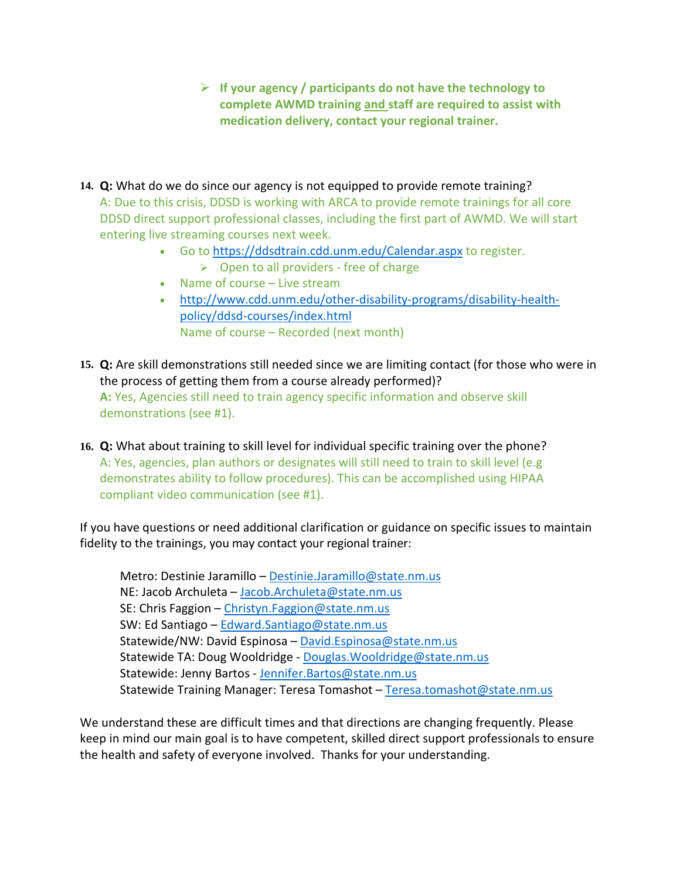- **If your agency / participants do not have the technology to complete AWMD training and staff are required to assist with medication delivery, contact your regional trainer.**

14. **Q:** What do we do since our agency is not equipped to provide remote training?
    A: Due to this crisis, DDSD is working with ARCA to provide remote trainings for all core DDSD direct support professional classes, including the first part of AWMD. We will start entering live streaming courses next week.
    - Go to https://ddsdtrain.cdd.unm.edu/Calendar.aspx to register.
      - Open to all providers - free of charge
    - Name of course – Live stream
    - http://www.cdd.unm.edu/other-disability-programs/disability-health-policy/ddsd-courses/index.html
      Name of course – Recorded (next month)

15. **Q:** Are skill demonstrations still needed since we are limiting contact (for those who were in the process of getting them from a course already performed)?
    **A:** Yes, Agencies still need to train agency specific information and observe skill demonstrations (see #1).

16. **Q:** What about training to skill level for individual specific training over the phone?
    A: Yes, agencies, plan authors or designates will still need to train to skill level (e.g demonstrates ability to follow procedures). This can be accomplished using HIPAA compliant video communication (see #1).

If you have questions or need additional clarification or guidance on specific issues to maintain fidelity to the trainings, you may contact your regional trainer:

Metro: Destinie Jaramillo – Destinie.Jaramillo@state.nm.us
NE: Jacob Archuleta – Jacob.Archuleta@state.nm.us
SE: Chris Faggion – Christyn.Faggion@state.nm.us
SW: Ed Santiago – Edward.Santiago@state.nm.us
Statewide/NW: David Espinosa – David.Espinosa@state.nm.us
Statewide TA: Doug Wooldridge - Douglas.Wooldridge@state.nm.us
Statewide: Jenny Bartos - Jennifer.Bartos@state.nm.us
Statewide Training Manager: Teresa Tomashot – Teresa.tomashot@state.nm.us

We understand these are difficult times and that directions are changing frequently. Please keep in mind our main goal is to have competent, skilled direct support professionals to ensure the health and safety of everyone involved. Thanks for your understanding.